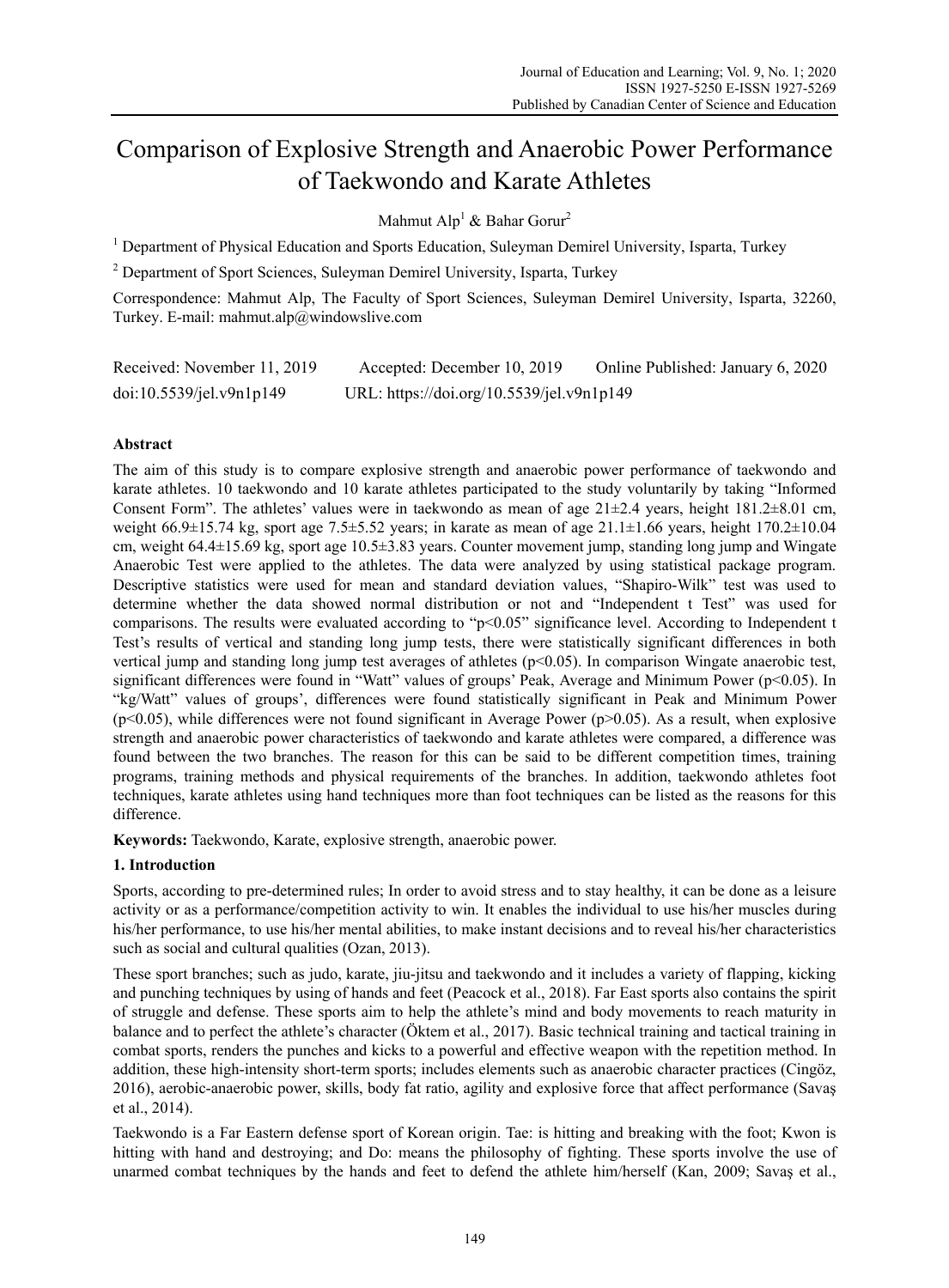# Comparison of Explosive Strength and Anaerobic Power Performance of Taekwondo and Karate Athletes

Mahmut Alp[1] & Bahar Gorur[2]

[1] Department of Physical Education and Sports Education, Suleyman Demirel University, Isparta, Turkey

[2] Department of Sport Sciences, Suleyman Demirel University, Isparta, Turkey

Correspondence: Mahmut Alp, The Faculty of Sport Sciences, Suleyman Demirel University, Isparta, 32260, Turkey. E-mail: mahmut.alp@windowslive.com

Received: November 11, 2019    Accepted: December 10, 2019    Online Published: January 6, 2020

doi:10.5539/jel.v9n1p149    URL: https://doi.org/10.5539/jel.v9n1p149

## Abstract

The aim of this study is to compare explosive strength and anaerobic power performance of taekwondo and karate athletes. 10 taekwondo and 10 karate athletes participated to the study voluntarily by taking "Informed Consent Form". The athletes' values were in taekwondo as mean of age 21±2.4 years, height 181.2±8.01 cm, weight 66.9±15.74 kg, sport age 7.5±5.52 years; in karate as mean of age 21.1±1.66 years, height 170.2±10.04 cm, weight 64.4±15.69 kg, sport age 10.5±3.83 years. Counter movement jump, standing long jump and Wingate Anaerobic Test were applied to the athletes. The data were analyzed by using statistical package program. Descriptive statistics were used for mean and standard deviation values, "Shapiro-Wilk" test was used to determine whether the data showed normal distribution or not and "Independent t Test" was used for comparisons. The results were evaluated according to "$p<0.05$" significance level. According to Independent t Test's results of vertical and standing long jump tests, there were statistically significant differences in both vertical jump and standing long jump test averages of athletes ($p<0.05$). In comparison Wingate anaerobic test, significant differences were found in "Watt" values of groups' Peak, Average and Minimum Power ($p<0.05$). In "kg/Watt" values of groups', differences were found statistically significant in Peak and Minimum Power ($p<0.05$), while differences were not found significant in Average Power ($p>0.05$). As a result, when explosive strength and anaerobic power characteristics of taekwondo and karate athletes were compared, a difference was found between the two branches. The reason for this can be said to be different competition times, training programs, training methods and physical requirements of the branches. In addition, taekwondo athletes foot techniques, karate athletes using hand techniques more than foot techniques can be listed as the reasons for this difference.

**Keywords:** Taekwondo, Karate, explosive strength, anaerobic power.

## 1. Introduction

Sports, according to pre-determined rules; In order to avoid stress and to stay healthy, it can be done as a leisure activity or as a performance/competition activity to win. It enables the individual to use his/her muscles during his/her performance, to use his/her mental abilities, to make instant decisions and to reveal his/her characteristics such as social and cultural qualities (Ozan, 2013).

These sport branches; such as judo, karate, jiu-jitsu and taekwondo and it includes a variety of flapping, kicking and punching techniques by using of hands and feet (Peacock et al., 2018). Far East sports also contains the spirit of struggle and defense. These sports aim to help the athlete's mind and body movements to reach maturity in balance and to perfect the athlete's character (Öktem et al., 2017). Basic technical training and tactical training in combat sports, renders the punches and kicks to a powerful and effective weapon with the repetition method. In addition, these high-intensity short-term sports; includes elements such as anaerobic character practices (Cingöz, 2016), aerobic-anaerobic power, skills, body fat ratio, agility and explosive force that affect performance (Savaş et al., 2014).

Taekwondo is a Far Eastern defense sport of Korean origin. Tae: is hitting and breaking with the foot; Kwon is hitting with hand and destroying; and Do: means the philosophy of fighting. These sports involve the use of unarmed combat techniques by the hands and feet to defend the athlete him/herself (Kan, 2009; Savaş et al.,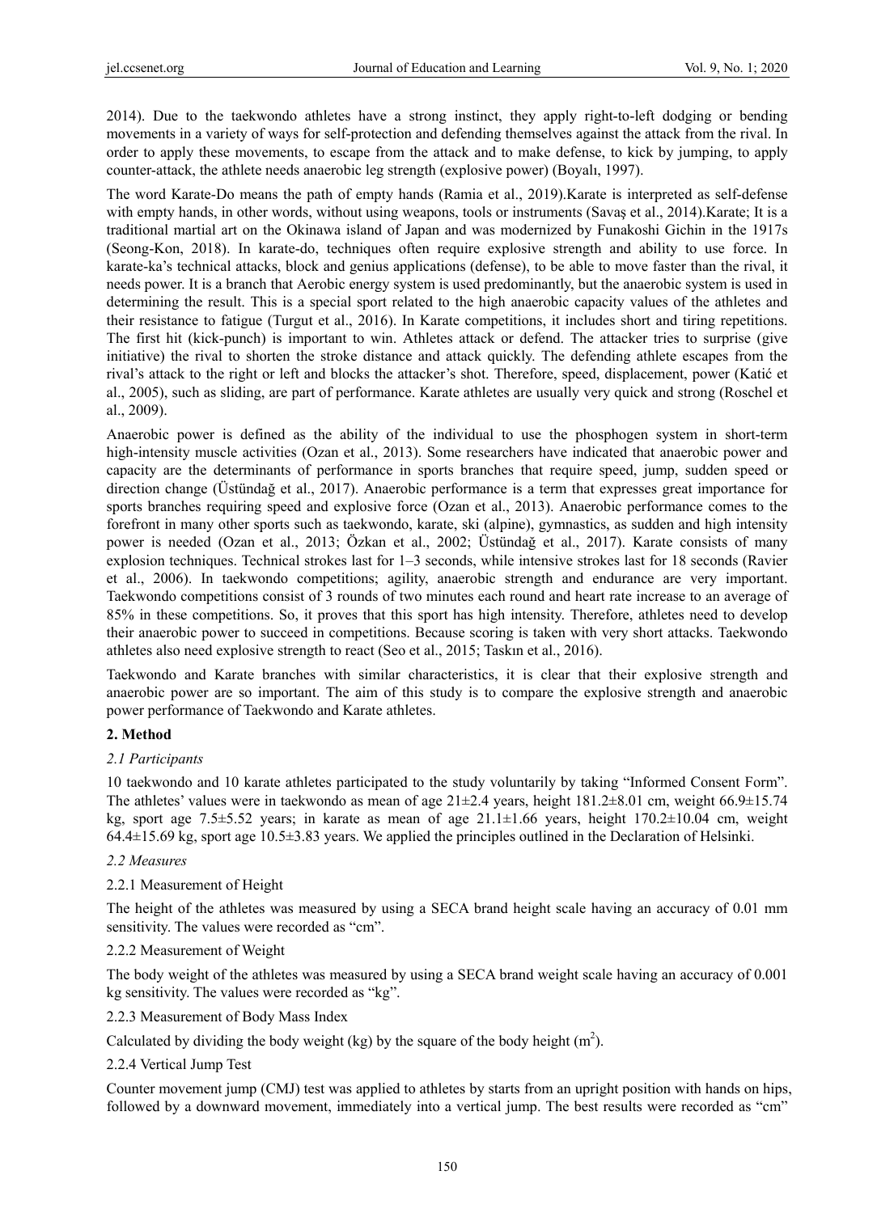2014). Due to the taekwondo athletes have a strong instinct, they apply right-to-left dodging or bending movements in a variety of ways for self-protection and defending themselves against the attack from the rival. In order to apply these movements, to escape from the attack and to make defense, to kick by jumping, to apply counter-attack, the athlete needs anaerobic leg strength (explosive power) (Boyalı, 1997).

The word Karate-Do means the path of empty hands (Ramia et al., 2019).Karate is interpreted as self-defense with empty hands, in other words, without using weapons, tools or instruments (Savaş et al., 2014).Karate; It is a traditional martial art on the Okinawa island of Japan and was modernized by Funakoshi Gichin in the 1917s (Seong-Kon, 2018). In karate-do, techniques often require explosive strength and ability to use force. In karate-ka's technical attacks, block and genius applications (defense), to be able to move faster than the rival, it needs power. It is a branch that Aerobic energy system is used predominantly, but the anaerobic system is used in determining the result. This is a special sport related to the high anaerobic capacity values of the athletes and their resistance to fatigue (Turgut et al., 2016). In Karate competitions, it includes short and tiring repetitions. The first hit (kick-punch) is important to win. Athletes attack or defend. The attacker tries to surprise (give initiative) the rival to shorten the stroke distance and attack quickly. The defending athlete escapes from the rival's attack to the right or left and blocks the attacker's shot. Therefore, speed, displacement, power (Katić et al., 2005), such as sliding, are part of performance. Karate athletes are usually very quick and strong (Roschel et al., 2009).

Anaerobic power is defined as the ability of the individual to use the phosphogen system in short-term high-intensity muscle activities (Ozan et al., 2013). Some researchers have indicated that anaerobic power and capacity are the determinants of performance in sports branches that require speed, jump, sudden speed or direction change (Üstündağ et al., 2017). Anaerobic performance is a term that expresses great importance for sports branches requiring speed and explosive force (Ozan et al., 2013). Anaerobic performance comes to the forefront in many other sports such as taekwondo, karate, ski (alpine), gymnastics, as sudden and high intensity power is needed (Ozan et al., 2013; Özkan et al., 2002; Üstündağ et al., 2017). Karate consists of many explosion techniques. Technical strokes last for 1–3 seconds, while intensive strokes last for 18 seconds (Ravier et al., 2006). In taekwondo competitions; agility, anaerobic strength and endurance are very important. Taekwondo competitions consist of 3 rounds of two minutes each round and heart rate increase to an average of 85% in these competitions. So, it proves that this sport has high intensity. Therefore, athletes need to develop their anaerobic power to succeed in competitions. Because scoring is taken with very short attacks. Taekwondo athletes also need explosive strength to react (Seo et al., 2015; Taskın et al., 2016).

Taekwondo and Karate branches with similar characteristics, it is clear that their explosive strength and anaerobic power are so important. The aim of this study is to compare the explosive strength and anaerobic power performance of Taekwondo and Karate athletes.

## 2. Method

### *2.1 Participants*

10 taekwondo and 10 karate athletes participated to the study voluntarily by taking "Informed Consent Form". The athletes' values were in taekwondo as mean of age 21±2.4 years, height 181.2±8.01 cm, weight 66.9±15.74 kg, sport age 7.5±5.52 years; in karate as mean of age 21.1±1.66 years, height 170.2±10.04 cm, weight 64.4±15.69 kg, sport age 10.5±3.83 years. We applied the principles outlined in the Declaration of Helsinki.

### *2.2 Measures*

#### 2.2.1 Measurement of Height

The height of the athletes was measured by using a SECA brand height scale having an accuracy of 0.01 mm sensitivity. The values were recorded as "cm".

#### 2.2.2 Measurement of Weight

The body weight of the athletes was measured by using a SECA brand weight scale having an accuracy of 0.001 kg sensitivity. The values were recorded as "kg".

#### 2.2.3 Measurement of Body Mass Index

Calculated by dividing the body weight (kg) by the square of the body height ($m^2$).

#### 2.2.4 Vertical Jump Test

Counter movement jump (CMJ) test was applied to athletes by starts from an upright position with hands on hips, followed by a downward movement, immediately into a vertical jump. The best results were recorded as "cm"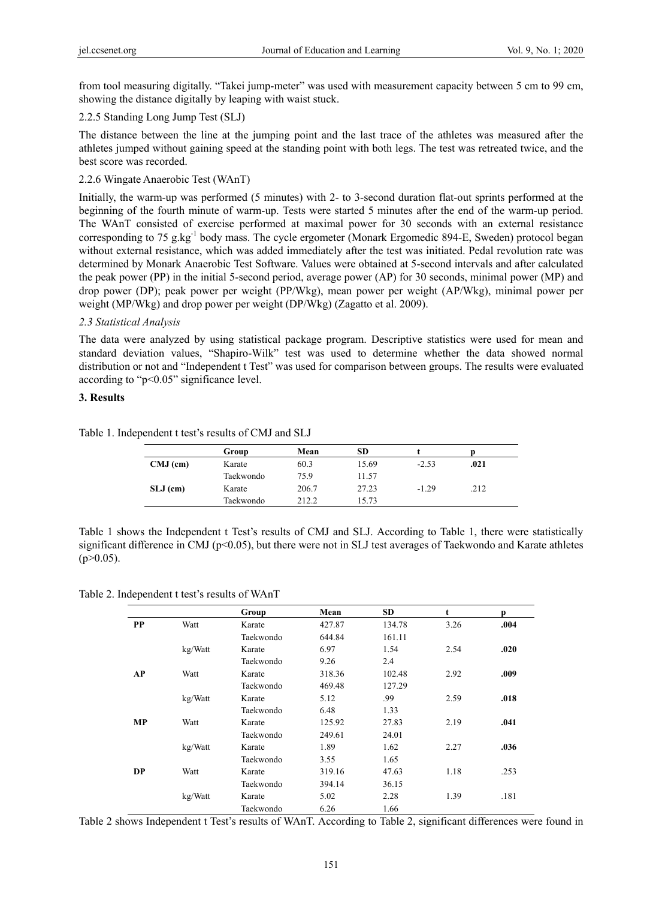from tool measuring digitally. "Takei jump-meter" was used with measurement capacity between 5 cm to 99 cm, showing the distance digitally by leaping with waist stuck.

2.2.5 Standing Long Jump Test (SLJ)

The distance between the line at the jumping point and the last trace of the athletes was measured after the athletes jumped without gaining speed at the standing point with both legs. The test was retreated twice, and the best score was recorded.

2.2.6 Wingate Anaerobic Test (WAnT)

Initially, the warm-up was performed (5 minutes) with 2- to 3-second duration flat-out sprints performed at the beginning of the fourth minute of warm-up. Tests were started 5 minutes after the end of the warm-up period. The WAnT consisted of exercise performed at maximal power for 30 seconds with an external resistance corresponding to 75 $g.kg^{-1}$ body mass. The cycle ergometer (Monark Ergomedic 894-E, Sweden) protocol began without external resistance, which was added immediately after the test was initiated. Pedal revolution rate was determined by Monark Anaerobic Test Software. Values were obtained at 5-second intervals and after calculated the peak power (PP) in the initial 5-second period, average power (AP) for 30 seconds, minimal power (MP) and drop power (DP); peak power per weight (PP/Wkg), mean power per weight (AP/Wkg), minimal power per weight (MP/Wkg) and drop power per weight (DP/Wkg) (Zagatto et al. 2009).

*2.3 Statistical Analysis*

The data were analyzed by using statistical package program. Descriptive statistics were used for mean and standard deviation values, "Shapiro-Wilk" test was used to determine whether the data showed normal distribution or not and "Independent t Test" was used for comparison between groups. The results were evaluated according to "$p<0.05$" significance level.

## 3. Results

Table 1. Independent t test's results of CMJ and SLJ

| | Group | Mean | SD | t | p |
|---|---|---|---|---|---|
| **CMJ (cm)** | Karate | 60.3 | 15.69 | -2.53 | **.021** |
| | Taekwondo | 75.9 | 11.57 | | |
| **SLJ (cm)** | Karate | 206.7 | 27.23 | -1.29 | .212 |
| | Taekwondo | 212.2 | 15.73 | | |

Table 1 shows the Independent t Test's results of CMJ and SLJ. According to Table 1, there were statistically significant difference in CMJ ($p<0.05$), but there were not in SLJ test averages of Taekwondo and Karate athletes ($p>0.05$).

Table 2. Independent t test's results of WAnT

| | | Group | Mean | SD | t | p |
|---|---|---|---|---|---|---|
| **PP** | Watt | Karate | 427.87 | 134.78 | 3.26 | **.004** |
| | | Taekwondo | 644.84 | 161.11 | | |
| | kg/Watt | Karate | 6.97 | 1.54 | 2.54 | **.020** |
| | | Taekwondo | 9.26 | 2.4 | | |
| **AP** | Watt | Karate | 318.36 | 102.48 | 2.92 | **.009** |
| | | Taekwondo | 469.48 | 127.29 | | |
| | kg/Watt | Karate | 5.12 | .99 | 2.59 | **.018** |
| | | Taekwondo | 6.48 | 1.33 | | |
| **MP** | Watt | Karate | 125.92 | 27.83 | 2.19 | **.041** |
| | | Taekwondo | 249.61 | 24.01 | | |
| | kg/Watt | Karate | 1.89 | 1.62 | 2.27 | **.036** |
| | | Taekwondo | 3.55 | 1.65 | | |
| **DP** | Watt | Karate | 319.16 | 47.63 | 1.18 | .253 |
| | | Taekwondo | 394.14 | 36.15 | | |
| | kg/Watt | Karate | 5.02 | 2.28 | 1.39 | .181 |
| | | Taekwondo | 6.26 | 1.66 | | |

Table 2 shows Independent t Test's results of WAnT. According to Table 2, significant differences were found in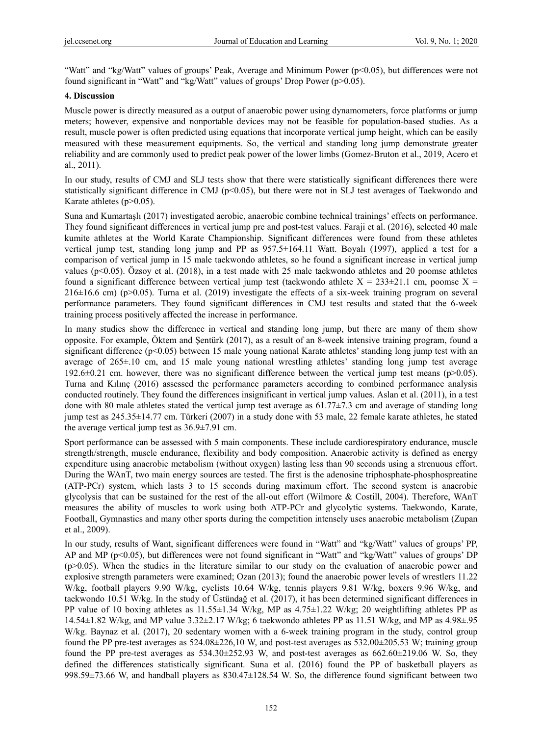"Watt" and "kg/Watt" values of groups' Peak, Average and Minimum Power ($p<0.05$), but differences were not found significant in "Watt" and "kg/Watt" values of groups' Drop Power ($p>0.05$).

## 4. Discussion

Muscle power is directly measured as a output of anaerobic power using dynamometers, force platforms or jump meters; however, expensive and nonportable devices may not be feasible for population-based studies. As a result, muscle power is often predicted using equations that incorporate vertical jump height, which can be easily measured with these measurement equipments. So, the vertical and standing long jump demonstrate greater reliability and are commonly used to predict peak power of the lower limbs (Gomez-Bruton et al., 2019, Acero et al., 2011).

In our study, results of CMJ and SLJ tests show that there were statistically significant differences there were statistically significant difference in CMJ ($p<0.05$), but there were not in SLJ test averages of Taekwondo and Karate athletes ($p>0.05$).

Suna and Kumartaşlı (2017) investigated aerobic, anaerobic combine technical trainings' effects on performance. They found significant differences in vertical jump pre and post-test values. Faraji et al. (2016), selected 40 male kumite athletes at the World Karate Championship. Significant differences were found from these athletes vertical jump test, standing long jump and PP as 957.5±164.11 Watt. Boyalı (1997), applied a test for a comparison of vertical jump in 15 male taekwondo athletes, so he found a significant increase in vertical jump values ($p<0.05$). Özsoy et al. (2018), in a test made with 25 male taekwondo athletes and 20 poomse athletes found a significant difference between vertical jump test (taekwondo athlete X = 233±21.1 cm, poomse X = 216±16.6 cm) ($p>0.05$). Turna et al. (2019) investigate the effects of a six-week training program on several performance parameters. They found significant differences in CMJ test results and stated that the 6-week training process positively affected the increase in performance.

In many studies show the difference in vertical and standing long jump, but there are many of them show opposite. For example, Öktem and Şentürk (2017), as a result of an 8-week intensive training program, found a significant difference ($p<0.05$) between 15 male young national Karate athletes' standing long jump test with an average of 265±.10 cm, and 15 male young national wrestling athletes' standing long jump test average 192.6±0.21 cm. however, there was no significant difference between the vertical jump test means ($p>0.05$). Turna and Kılınç (2016) assessed the performance parameters according to combined performance analysis conducted routinely. They found the differences insignificant in vertical jump values. Aslan et al. (2011), in a test done with 80 male athletes stated the vertical jump test average as 61.77±7.3 cm and average of standing long jump test as 245.35±14.77 cm. Türkeri (2007) in a study done with 53 male, 22 female karate athletes, he stated the average vertical jump test as 36.9±7.91 cm.

Sport performance can be assessed with 5 main components. These include cardiorespiratory endurance, muscle strength/strength, muscle endurance, flexibility and body composition. Anaerobic activity is defined as energy expenditure using anaerobic metabolism (without oxygen) lasting less than 90 seconds using a strenuous effort. During the WAnT, two main energy sources are tested. The first is the adenosine triphosphate-phosphospreatine (ATP-PCr) system, which lasts 3 to 15 seconds during maximum effort. The second system is anaerobic glycolysis that can be sustained for the rest of the all-out effort (Wilmore & Costill, 2004). Therefore, WAnT measures the ability of muscles to work using both ATP-PCr and glycolytic systems. Taekwondo, Karate, Football, Gymnastics and many other sports during the competition intensely uses anaerobic metabolism (Zupan et al., 2009).

In our study, results of Want, significant differences were found in "Watt" and "kg/Watt" values of groups' PP, AP and MP ($p<0.05$), but differences were not found significant in "Watt" and "kg/Watt" values of groups' DP ($p>0.05$). When the studies in the literature similar to our study on the evaluation of anaerobic power and explosive strength parameters were examined; Ozan (2013); found the anaerobic power levels of wrestlers 11.22 W/kg, football players 9.90 W/kg, cyclists 10.64 W/kg, tennis players 9.81 W/kg, boxers 9.96 W/kg, and taekwondo 10.51 W/kg. In the study of Üstündağ et al. (2017), it has been determined significant differences in PP value of 10 boxing athletes as 11.55±1.34 W/kg, MP as 4.75±1.22 W/kg; 20 weightlifting athletes PP as 14.54±1.82 W/kg, and MP value 3.32±2.17 W/kg; 6 taekwondo athletes PP as 11.51 W/kg, and MP as 4.98±.95 W/kg. Baynaz et al. (2017), 20 sedentary women with a 6-week training program in the study, control group found the PP pre-test averages as 524.08±226,10 W, and post-test averages as 532.00±205.53 W; training group found the PP pre-test averages as 534.30±252.93 W, and post-test averages as 662.60±219.06 W. So, they defined the differences statistically significant. Suna et al. (2016) found the PP of basketball players as 998.59±73.66 W, and handball players as 830.47±128.54 W. So, the difference found significant between two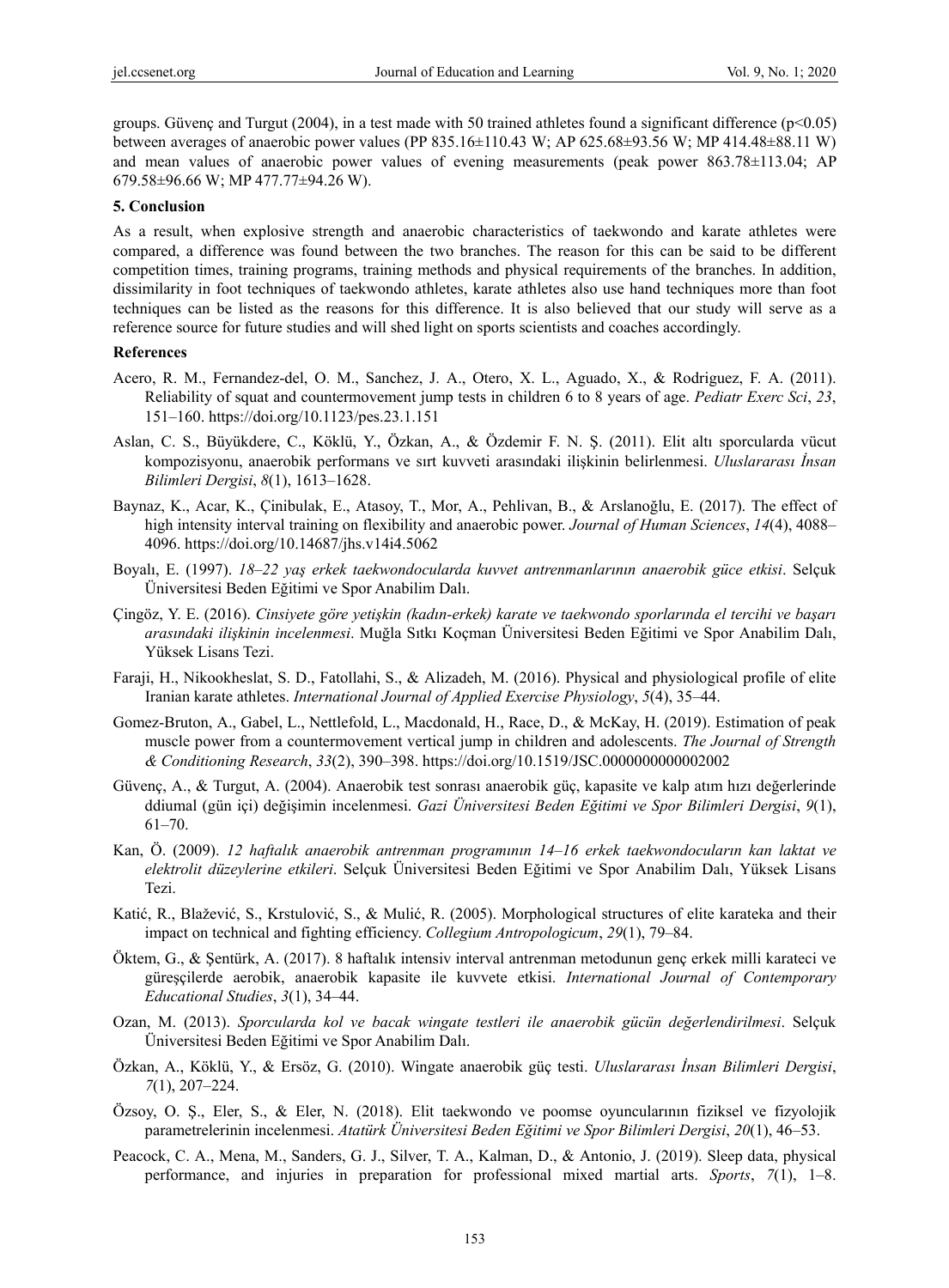groups. Güvenç and Turgut (2004), in a test made with 50 trained athletes found a significant difference ($p<0.05$) between averages of anaerobic power values (PP 835.16±110.43 W; AP 625.68±93.56 W; MP 414.48±88.11 W) and mean values of anaerobic power values of evening measurements (peak power 863.78±113.04; AP 679.58±96.66 W; MP 477.77±94.26 W).

## 5. Conclusion

As a result, when explosive strength and anaerobic characteristics of taekwondo and karate athletes were compared, a difference was found between the two branches. The reason for this can be said to be different competition times, training programs, training methods and physical requirements of the branches. In addition, dissimilarity in foot techniques of taekwondo athletes, karate athletes also use hand techniques more than foot techniques can be listed as the reasons for this difference. It is also believed that our study will serve as a reference source for future studies and will shed light on sports scientists and coaches accordingly.

## References

Acero, R. M., Fernandez-del, O. M., Sanchez, J. A., Otero, X. L., Aguado, X., & Rodriguez, F. A. (2011). Reliability of squat and countermovement jump tests in children 6 to 8 years of age. *Pediatr Exerc Sci*, *23*, 151–160. https://doi.org/10.1123/pes.23.1.151

Aslan, C. S., Büyükdere, C., Köklü, Y., Özkan, A., & Özdemir F. N. Ş. (2011). Elit altı sporcularda vücut kompozisyonu, anaerobik performans ve sırt kuvveti arasındaki ilişkinin belirlenmesi. *Uluslararası İnsan Bilimleri Dergisi*, *8*(1), 1613–1628.

Baynaz, K., Acar, K., Çinibulak, E., Atasoy, T., Mor, A., Pehlivan, B., & Arslanoğlu, E. (2017). The effect of high intensity interval training on flexibility and anaerobic power. *Journal of Human Sciences*, *14*(4), 4088–4096. https://doi.org/10.14687/jhs.v14i4.5062

Boyalı, E. (1997). *18–22 yaş erkek taekwondocularda kuvvet antrenmanlarının anaerobik güce etkisi*. Selçuk Üniversitesi Beden Eğitimi ve Spor Anabilim Dalı.

Çingöz, Y. E. (2016). *Cinsiyete göre yetişkin (kadın-erkek) karate ve taekwondo sporlarında el tercihi ve başarı arasındaki ilişkinin incelenmesi*. Muğla Sıtkı Koçman Üniversitesi Beden Eğitimi ve Spor Anabilim Dalı, Yüksek Lisans Tezi.

Faraji, H., Nikookheslat, S. D., Fatollahi, S., & Alizadeh, M. (2016). Physical and physiological profile of elite Iranian karate athletes. *International Journal of Applied Exercise Physiology*, *5*(4), 35–44.

Gomez-Bruton, A., Gabel, L., Nettlefold, L., Macdonald, H., Race, D., & McKay, H. (2019). Estimation of peak muscle power from a countermovement vertical jump in children and adolescents. *The Journal of Strength & Conditioning Research*, *33*(2), 390–398. https://doi.org/10.1519/JSC.0000000000002002

Güvenç, A., & Turgut, A. (2004). Anaerobik test sonrası anaerobik güç, kapasite ve kalp atım hızı değerlerinde ddiumal (gün içi) değişimin incelenmesi. *Gazi Üniversitesi Beden Eğitimi ve Spor Bilimleri Dergisi*, *9*(1), 61–70.

Kan, Ö. (2009). *12 haftalık anaerobik antrenman programının 14–16 erkek taekwondocuların kan laktat ve elektrolit düzeylerine etkileri*. Selçuk Üniversitesi Beden Eğitimi ve Spor Anabilim Dalı, Yüksek Lisans Tezi.

Katić, R., Blažević, S., Krstulović, S., & Mulić, R. (2005). Morphological structures of elite karateka and their impact on technical and fighting efficiency. *Collegium Antropologicum*, *29*(1), 79–84.

Öktem, G., & Şentürk, A. (2017). 8 haftalık intensiv interval antrenman metodunun genç erkek milli karateci ve güreşçilerde aerobik, anaerobik kapasite ile kuvvete etkisi. *International Journal of Contemporary Educational Studies*, *3*(1), 34–44.

Ozan, M. (2013). *Sporcularda kol ve bacak wingate testleri ile anaerobik gücün değerlendirilmesi*. Selçuk Üniversitesi Beden Eğitimi ve Spor Anabilim Dalı.

Özkan, A., Köklü, Y., & Ersöz, G. (2010). Wingate anaerobik güç testi. *Uluslararası İnsan Bilimleri Dergisi*, *7*(1), 207–224.

Özsoy, O. Ş., Eler, S., & Eler, N. (2018). Elit taekwondo ve poomse oyuncularının fiziksel ve fizyolojik parametrelerinin incelenmesi. *Atatürk Üniversitesi Beden Eğitimi ve Spor Bilimleri Dergisi*, *20*(1), 46–53.

Peacock, C. A., Mena, M., Sanders, G. J., Silver, T. A., Kalman, D., & Antonio, J. (2019). Sleep data, physical performance, and injuries in preparation for professional mixed martial arts. *Sports*, *7*(1), 1–8.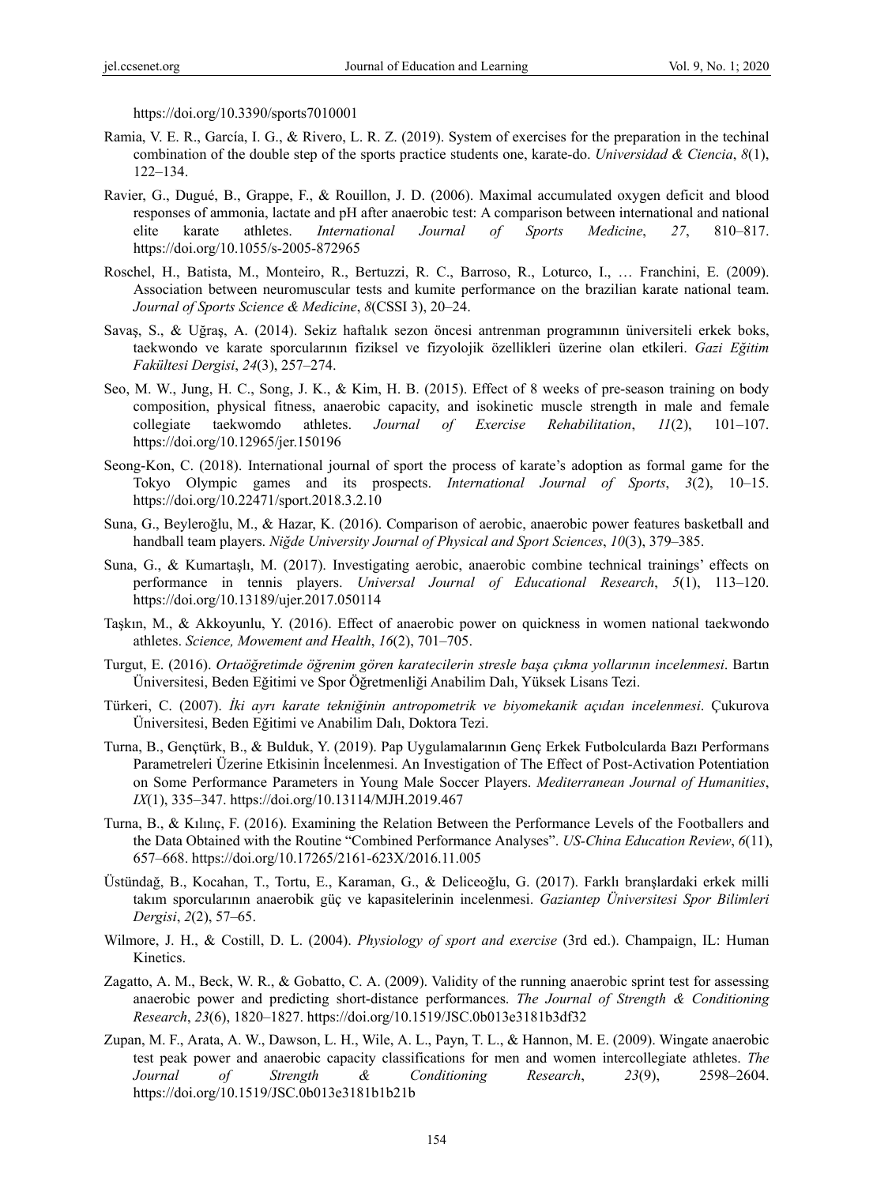https://doi.org/10.3390/sports7010001

Ramia, V. E. R., García, I. G., & Rivero, L. R. Z. (2019). System of exercises for the preparation in the techinal combination of the double step of the sports practice students one, karate-do. *Universidad & Ciencia*, *8*(1), 122–134.

Ravier, G., Dugué, B., Grappe, F., & Rouillon, J. D. (2006). Maximal accumulated oxygen deficit and blood responses of ammonia, lactate and pH after anaerobic test: A comparison between international and national elite karate athletes. *International Journal of Sports Medicine*, *27*, 810–817. https://doi.org/10.1055/s-2005-872965

Roschel, H., Batista, M., Monteiro, R., Bertuzzi, R. C., Barroso, R., Loturco, I., … Franchini, E. (2009). Association between neuromuscular tests and kumite performance on the brazilian karate national team. *Journal of Sports Science & Medicine*, *8*(CSSI 3), 20–24.

Savaş, S., & Uğraş, A. (2014). Sekiz haftalık sezon öncesi antrenman programının üniversiteli erkek boks, taekwondo ve karate sporcularının fiziksel ve fizyolojik özellikleri üzerine olan etkileri. *Gazi Eğitim Fakültesi Dergisi*, *24*(3), 257–274.

Seo, M. W., Jung, H. C., Song, J. K., & Kim, H. B. (2015). Effect of 8 weeks of pre-season training on body composition, physical fitness, anaerobic capacity, and isokinetic muscle strength in male and female collegiate taekwomdo athletes. *Journal of Exercise Rehabilitation*, *11*(2), 101–107. https://doi.org/10.12965/jer.150196

Seong-Kon, C. (2018). International journal of sport the process of karate's adoption as formal game for the Tokyo Olympic games and its prospects. *International Journal of Sports*, *3*(2), 10–15. https://doi.org/10.22471/sport.2018.3.2.10

Suna, G., Beyleroğlu, M., & Hazar, K. (2016). Comparison of aerobic, anaerobic power features basketball and handball team players. *Niğde University Journal of Physical and Sport Sciences*, *10*(3), 379–385.

Suna, G., & Kumartaşlı, M. (2017). Investigating aerobic, anaerobic combine technical trainings' effects on performance in tennis players. *Universal Journal of Educational Research*, *5*(1), 113–120. https://doi.org/10.13189/ujer.2017.050114

Taşkın, M., & Akkoyunlu, Y. (2016). Effect of anaerobic power on quickness in women national taekwondo athletes. *Science, Mowement and Health*, *16*(2), 701–705.

Turgut, E. (2016). *Ortaöğretimde öğrenim gören karatecilerin stresle başa çıkma yollarının incelenmesi*. Bartın Üniversitesi, Beden Eğitimi ve Spor Öğretmenliği Anabilim Dalı, Yüksek Lisans Tezi.

Türkeri, C. (2007). *İki ayrı karate tekniğinin antropometrik ve biyomekanik açıdan incelenmesi*. Çukurova Üniversitesi, Beden Eğitimi ve Anabilim Dalı, Doktora Tezi.

Turna, B., Gençtürk, B., & Bulduk, Y. (2019). Pap Uygulamalarının Genç Erkek Futbolcularda Bazı Performans Parametreleri Üzerine Etkisinin İncelenmesi. An Investigation of The Effect of Post-Activation Potentiation on Some Performance Parameters in Young Male Soccer Players. *Mediterranean Journal of Humanities*, *IX*(1), 335–347. https://doi.org/10.13114/MJH.2019.467

Turna, B., & Kılınç, F. (2016). Examining the Relation Between the Performance Levels of the Footballers and the Data Obtained with the Routine "Combined Performance Analyses". *US-China Education Review*, *6*(11), 657–668. https://doi.org/10.17265/2161-623X/2016.11.005

Üstündağ, B., Kocahan, T., Tortu, E., Karaman, G., & Deliceoğlu, G. (2017). Farklı branşlardaki erkek milli takım sporcularının anaerobik güç ve kapasitelerinin incelenmesi. *Gaziantep Üniversitesi Spor Bilimleri Dergisi*, *2*(2), 57–65.

Wilmore, J. H., & Costill, D. L. (2004). *Physiology of sport and exercise* (3rd ed.). Champaign, IL: Human Kinetics.

Zagatto, A. M., Beck, W. R., & Gobatto, C. A. (2009). Validity of the running anaerobic sprint test for assessing anaerobic power and predicting short-distance performances. *The Journal of Strength & Conditioning Research*, *23*(6), 1820–1827. https://doi.org/10.1519/JSC.0b013e3181b3df32

Zupan, M. F., Arata, A. W., Dawson, L. H., Wile, A. L., Payn, T. L., & Hannon, M. E. (2009). Wingate anaerobic test peak power and anaerobic capacity classifications for men and women intercollegiate athletes. *The Journal of Strength & Conditioning Research*, *23*(9), 2598–2604. https://doi.org/10.1519/JSC.0b013e3181b1b21b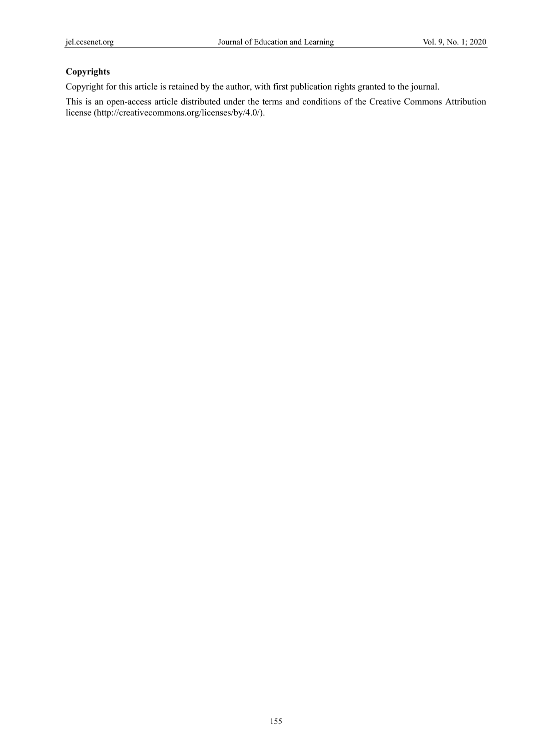**Copyrights**

Copyright for this article is retained by the author, with first publication rights granted to the journal.

This is an open-access article distributed under the terms and conditions of the Creative Commons Attribution license (http://creativecommons.org/licenses/by/4.0/).